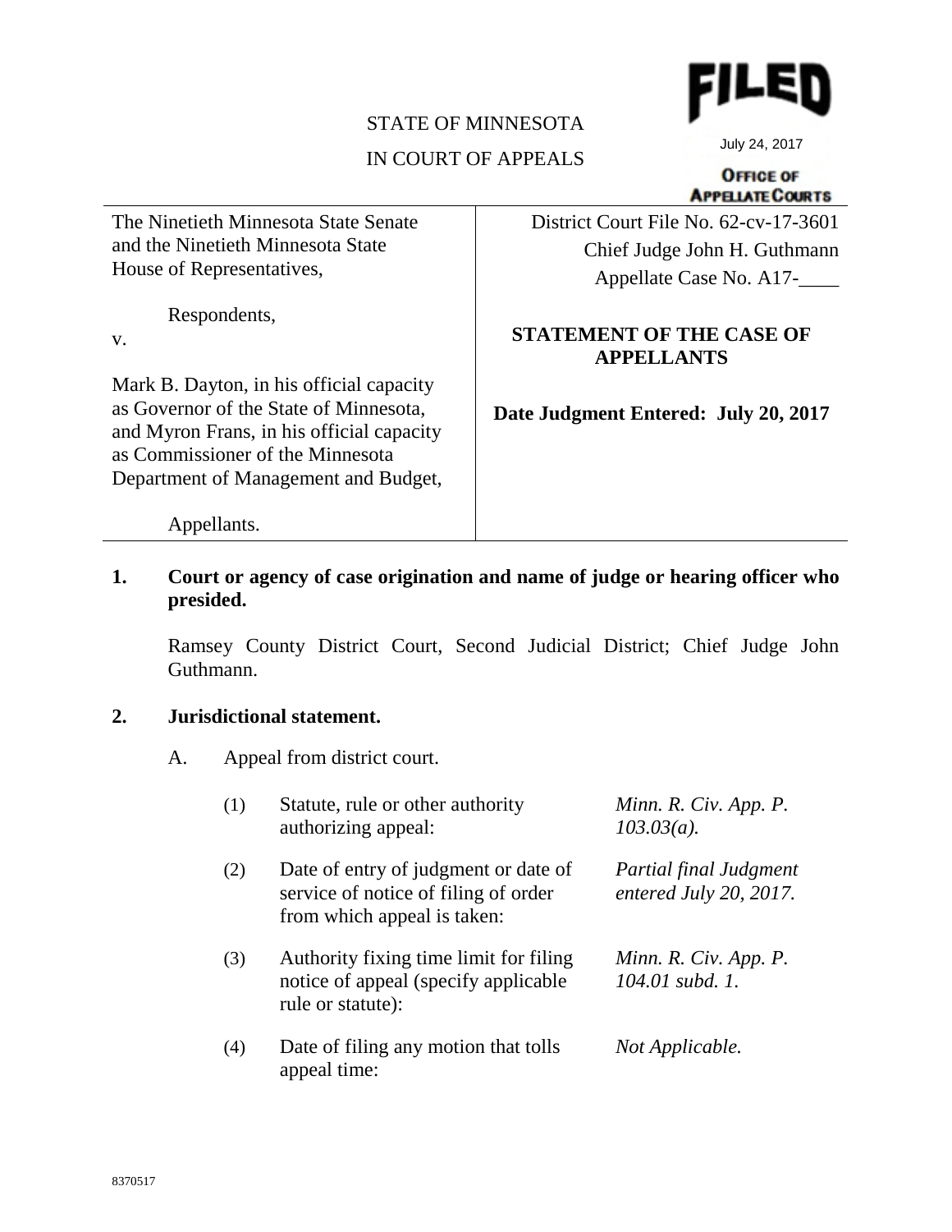FILED

July 24, 2017

OFFICE OF APPELLATE COURTS

STATE OF MINNESOTA

IN COURT OF APPEALS

| | |
|---|---|
| The Ninetieth Minnesota State Senate and the Ninetieth Minnesota State House of Representatives,<br><br>Respondents,<br><br>v.<br><br>Mark B. Dayton, in his official capacity as Governor of the State of Minnesota, and Myron Frans, in his official capacity as Commissioner of the Minnesota Department of Management and Budget,<br><br>Appellants. | District Court File No. 62-cv-17-3601<br>Chief Judge John H. Guthmann<br>Appellate Case No. A17-____<br><br>**STATEMENT OF THE CASE OF APPELLANTS**<br><br>**Date Judgment Entered: July 20, 2017** |

**1. Court or agency of case origination and name of judge or hearing officer who presided.**

Ramsey County District Court, Second Judicial District; Chief Judge John Guthmann.

**2. Jurisdictional statement.**

A. Appeal from district court.

| | | |
|---|---|---|
| (1) | Statute, rule or other authority authorizing appeal: | *Minn. R. Civ. App. P. 103.03(a).* |
| (2) | Date of entry of judgment or date of service of notice of filing of order from which appeal is taken: | *Partial final Judgment entered July 20, 2017.* |
| (3) | Authority fixing time limit for filing notice of appeal (specify applicable rule or statute): | *Minn. R. Civ. App. P. 104.01 subd. 1.* |
| (4) | Date of filing any motion that tolls appeal time: | *Not Applicable.* |

8370517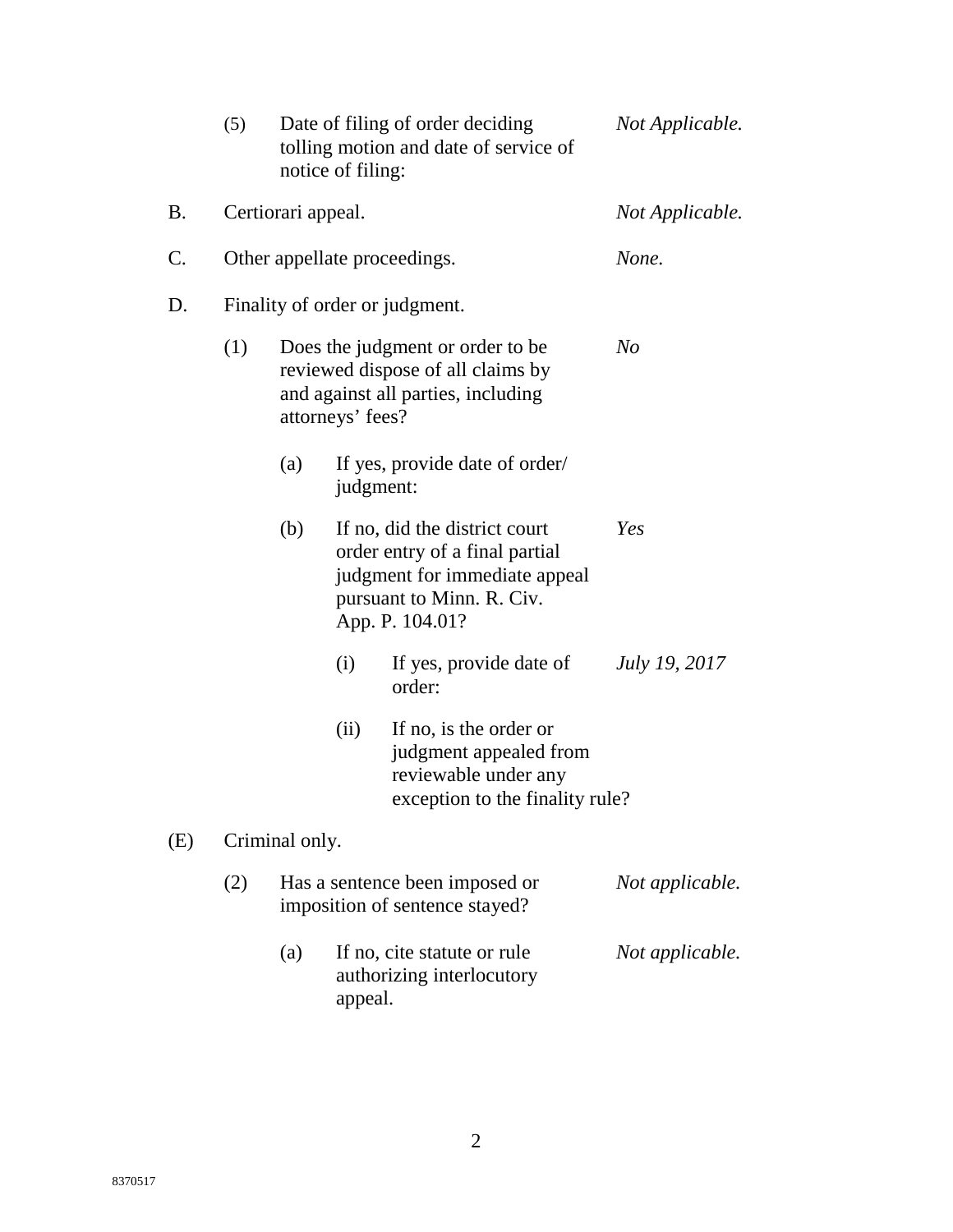(5) Date of filing of order deciding tolling motion and date of service of notice of filing: *Not Applicable.*

B. Certiorari appeal. *Not Applicable.*

C. Other appellate proceedings. *None.*

D. Finality of order or judgment.

(1) Does the judgment or order to be reviewed dispose of all claims by and against all parties, including attorneys' fees? *No*

(a) If yes, provide date of order/ judgment:

(b) If no, did the district court order entry of a final partial judgment for immediate appeal pursuant to Minn. R. Civ. App. P. 104.01? *Yes*

(i) If yes, provide date of order: *July 19, 2017*

(ii) If no, is the order or judgment appealed from reviewable under any exception to the finality rule?

(E) Criminal only.

(2) Has a sentence been imposed or imposition of sentence stayed? *Not applicable.*

(a) If no, cite statute or rule authorizing interlocutory appeal. *Not applicable.*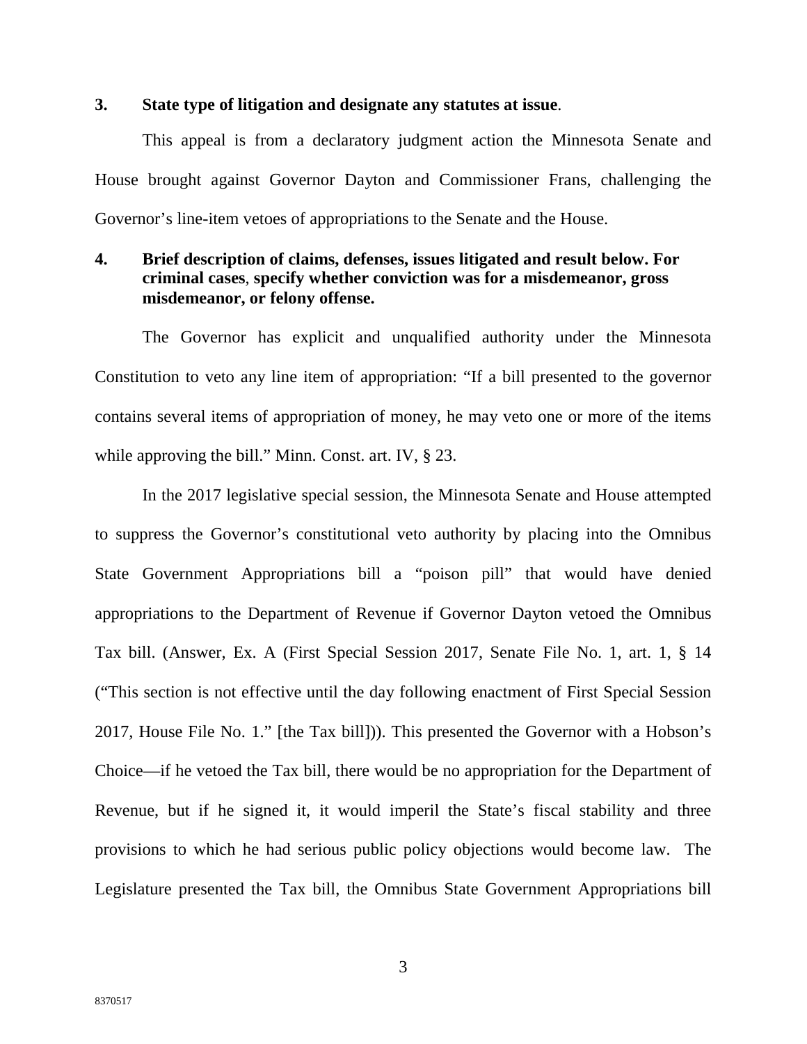**3. State type of litigation and designate any statutes at issue**.

This appeal is from a declaratory judgment action the Minnesota Senate and House brought against Governor Dayton and Commissioner Frans, challenging the Governor's line-item vetoes of appropriations to the Senate and the House.

**4. Brief description of claims, defenses, issues litigated and result below. For criminal cases, specify whether conviction was for a misdemeanor, gross misdemeanor, or felony offense.**

The Governor has explicit and unqualified authority under the Minnesota Constitution to veto any line item of appropriation: "If a bill presented to the governor contains several items of appropriation of money, he may veto one or more of the items while approving the bill." Minn. Const. art. IV, § 23.

In the 2017 legislative special session, the Minnesota Senate and House attempted to suppress the Governor's constitutional veto authority by placing into the Omnibus State Government Appropriations bill a "poison pill" that would have denied appropriations to the Department of Revenue if Governor Dayton vetoed the Omnibus Tax bill. (Answer, Ex. A (First Special Session 2017, Senate File No. 1, art. 1, § 14 ("This section is not effective until the day following enactment of First Special Session 2017, House File No. 1." [the Tax bill])). This presented the Governor with a Hobson's Choice—if he vetoed the Tax bill, there would be no appropriation for the Department of Revenue, but if he signed it, it would imperil the State's fiscal stability and three provisions to which he had serious public policy objections would become law. The Legislature presented the Tax bill, the Omnibus State Government Appropriations bill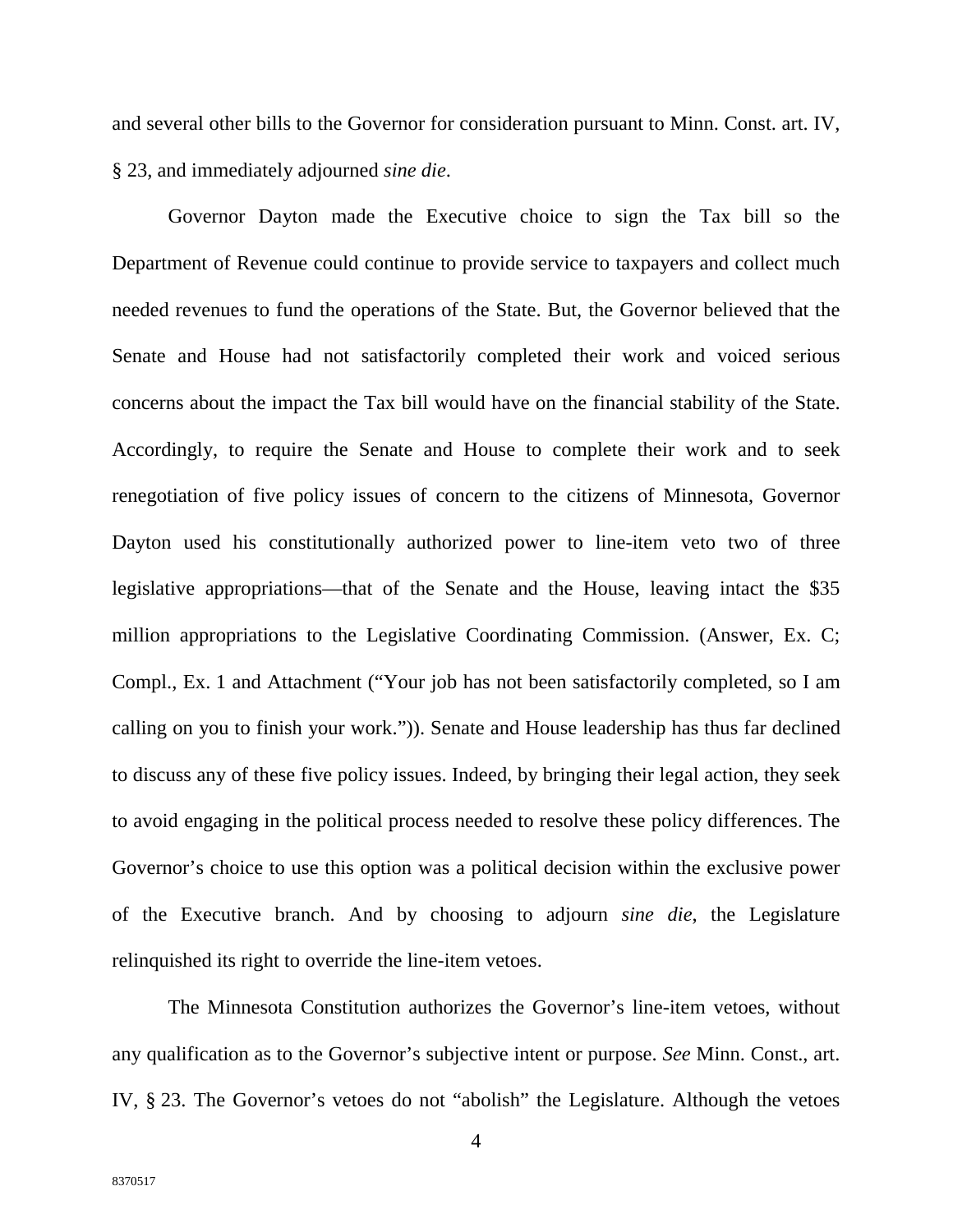and several other bills to the Governor for consideration pursuant to Minn. Const. art. IV, § 23, and immediately adjourned *sine die*.

Governor Dayton made the Executive choice to sign the Tax bill so the Department of Revenue could continue to provide service to taxpayers and collect much needed revenues to fund the operations of the State. But, the Governor believed that the Senate and House had not satisfactorily completed their work and voiced serious concerns about the impact the Tax bill would have on the financial stability of the State. Accordingly, to require the Senate and House to complete their work and to seek renegotiation of five policy issues of concern to the citizens of Minnesota, Governor Dayton used his constitutionally authorized power to line-item veto two of three legislative appropriations—that of the Senate and the House, leaving intact the $35 million appropriations to the Legislative Coordinating Commission. (Answer, Ex. C; Compl., Ex. 1 and Attachment ("Your job has not been satisfactorily completed, so I am calling on you to finish your work.")). Senate and House leadership has thus far declined to discuss any of these five policy issues. Indeed, by bringing their legal action, they seek to avoid engaging in the political process needed to resolve these policy differences. The Governor's choice to use this option was a political decision within the exclusive power of the Executive branch. And by choosing to adjourn *sine die*, the Legislature relinquished its right to override the line-item vetoes.

The Minnesota Constitution authorizes the Governor's line-item vetoes, without any qualification as to the Governor's subjective intent or purpose. *See* Minn. Const., art. IV, § 23. The Governor's vetoes do not "abolish" the Legislature. Although the vetoes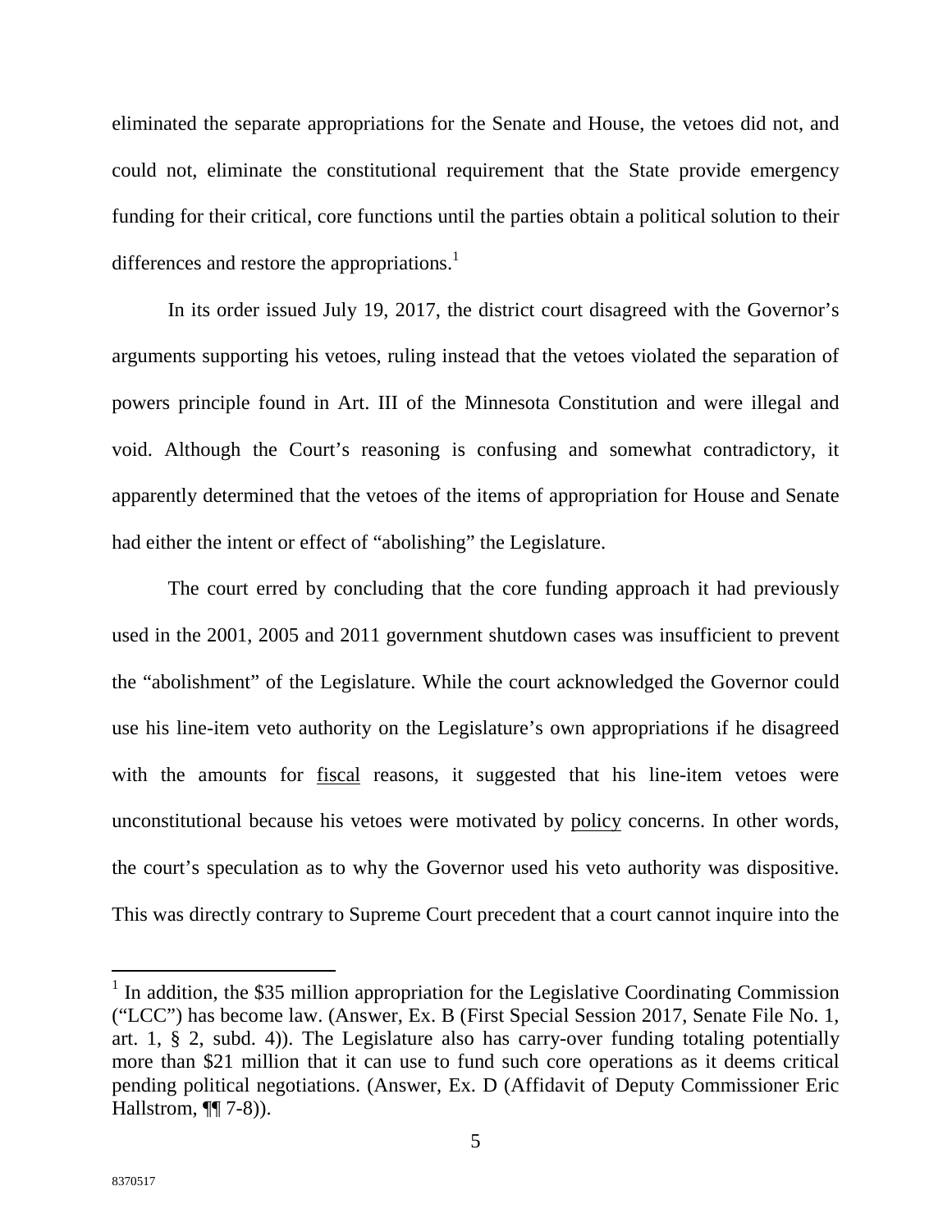eliminated the separate appropriations for the Senate and House, the vetoes did not, and could not, eliminate the constitutional requirement that the State provide emergency funding for their critical, core functions until the parties obtain a political solution to their differences and restore the appropriations.[1]

In its order issued July 19, 2017, the district court disagreed with the Governor's arguments supporting his vetoes, ruling instead that the vetoes violated the separation of powers principle found in Art. III of the Minnesota Constitution and were illegal and void. Although the Court's reasoning is confusing and somewhat contradictory, it apparently determined that the vetoes of the items of appropriation for House and Senate had either the intent or effect of "abolishing" the Legislature.

The court erred by concluding that the core funding approach it had previously used in the 2001, 2005 and 2011 government shutdown cases was insufficient to prevent the "abolishment" of the Legislature. While the court acknowledged the Governor could use his line-item veto authority on the Legislature's own appropriations if he disagreed with the amounts for <u>fiscal</u> reasons, it suggested that his line-item vetoes were unconstitutional because his vetoes were motivated by <u>policy</u> concerns. In other words, the court's speculation as to why the Governor used his veto authority was dispositive. This was directly contrary to Supreme Court precedent that a court cannot inquire into the

[1] In addition, the $35 million appropriation for the Legislative Coordinating Commission ("LCC") has become law. (Answer, Ex. B (First Special Session 2017, Senate File No. 1, art. 1, § 2, subd. 4)). The Legislature also has carry-over funding totaling potentially more than $21 million that it can use to fund such core operations as it deems critical pending political negotiations. (Answer, Ex. D (Affidavit of Deputy Commissioner Eric Hallstrom, ¶¶ 7-8)).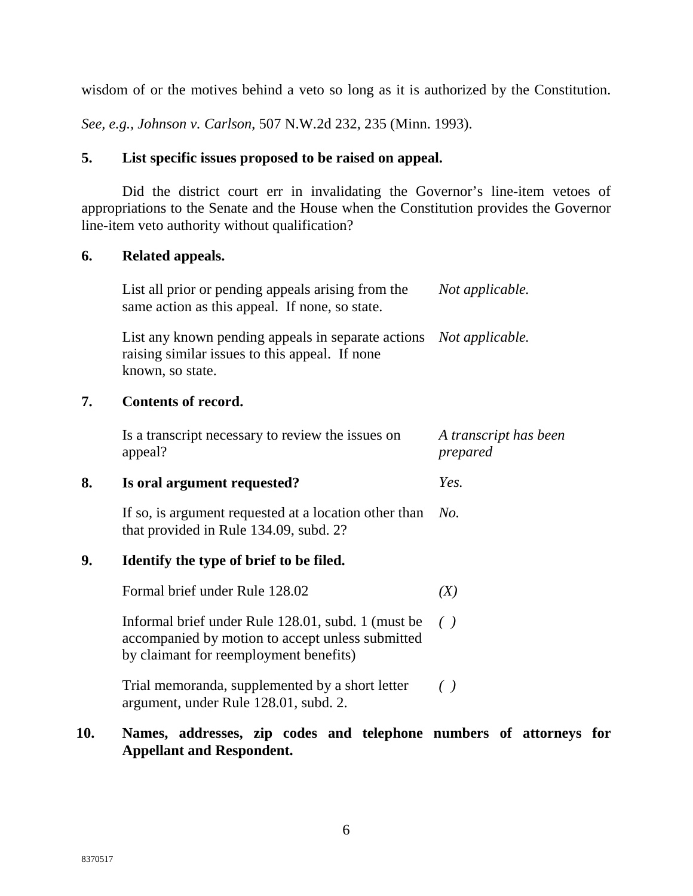wisdom of or the motives behind a veto so long as it is authorized by the Constitution. *See, e.g., Johnson v. Carlson*, 507 N.W.2d 232, 235 (Minn. 1993).

**5. List specific issues proposed to be raised on appeal.**

Did the district court err in invalidating the Governor's line-item vetoes of appropriations to the Senate and the House when the Constitution provides the Governor line-item veto authority without qualification?

**6. Related appeals.**

| | |
|---|---|
| List all prior or pending appeals arising from the same action as this appeal. If none, so state. | *Not applicable.* |
| List any known pending appeals in separate actions raising similar issues to this appeal. If none known, so state. | *Not applicable.* |

**7. Contents of record.**

| | |
|---|---|
| Is a transcript necessary to review the issues on appeal? | *A transcript has been prepared* |

**8. Is oral argument requested?** *Yes.*

| | |
|---|---|
| If so, is argument requested at a location other than that provided in Rule 134.09, subd. 2? | *No.* |

**9. Identify the type of brief to be filed.**

| | |
|---|---|
| Formal brief under Rule 128.02 | *(X)* |
| Informal brief under Rule 128.01, subd. 1 (must be accompanied by motion to accept unless submitted by claimant for reemployment benefits) | *( )* |
| Trial memoranda, supplemented by a short letter argument, under Rule 128.01, subd. 2. | *( )* |

**10. Names, addresses, zip codes and telephone numbers of attorneys for Appellant and Respondent.**

8370517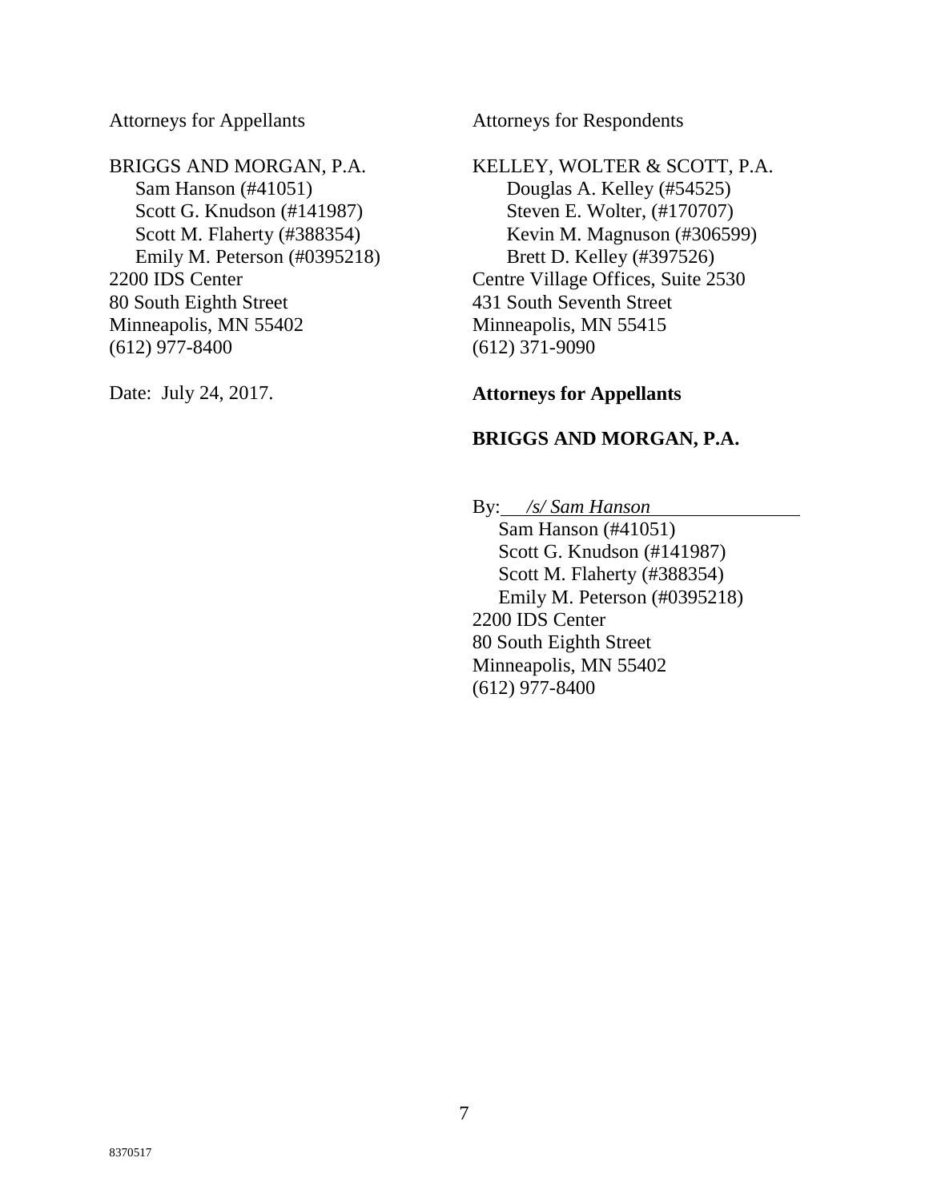Attorneys for Appellants

BRIGGS AND MORGAN, P.A.
Sam Hanson (#41051)
Scott G. Knudson (#141987)
Scott M. Flaherty (#388354)
Emily M. Peterson (#0395218)
2200 IDS Center
80 South Eighth Street
Minneapolis, MN 55402
(612) 977-8400

Attorneys for Respondents

KELLEY, WOLTER & SCOTT, P.A.
Douglas A. Kelley (#54525)
Steven E. Wolter, (#170707)
Kevin M. Magnuson (#306599)
Brett D. Kelley (#397526)
Centre Village Offices, Suite 2530
431 South Seventh Street
Minneapolis, MN 55415
(612) 371-9090

Date: July 24, 2017.

**Attorneys for Appellants**

**BRIGGS AND MORGAN, P.A.**

By: *\/s/ Sam Hanson*
Sam Hanson (#41051)
Scott G. Knudson (#141987)
Scott M. Flaherty (#388354)
Emily M. Peterson (#0395218)
2200 IDS Center
80 South Eighth Street
Minneapolis, MN 55402
(612) 977-8400

8370517